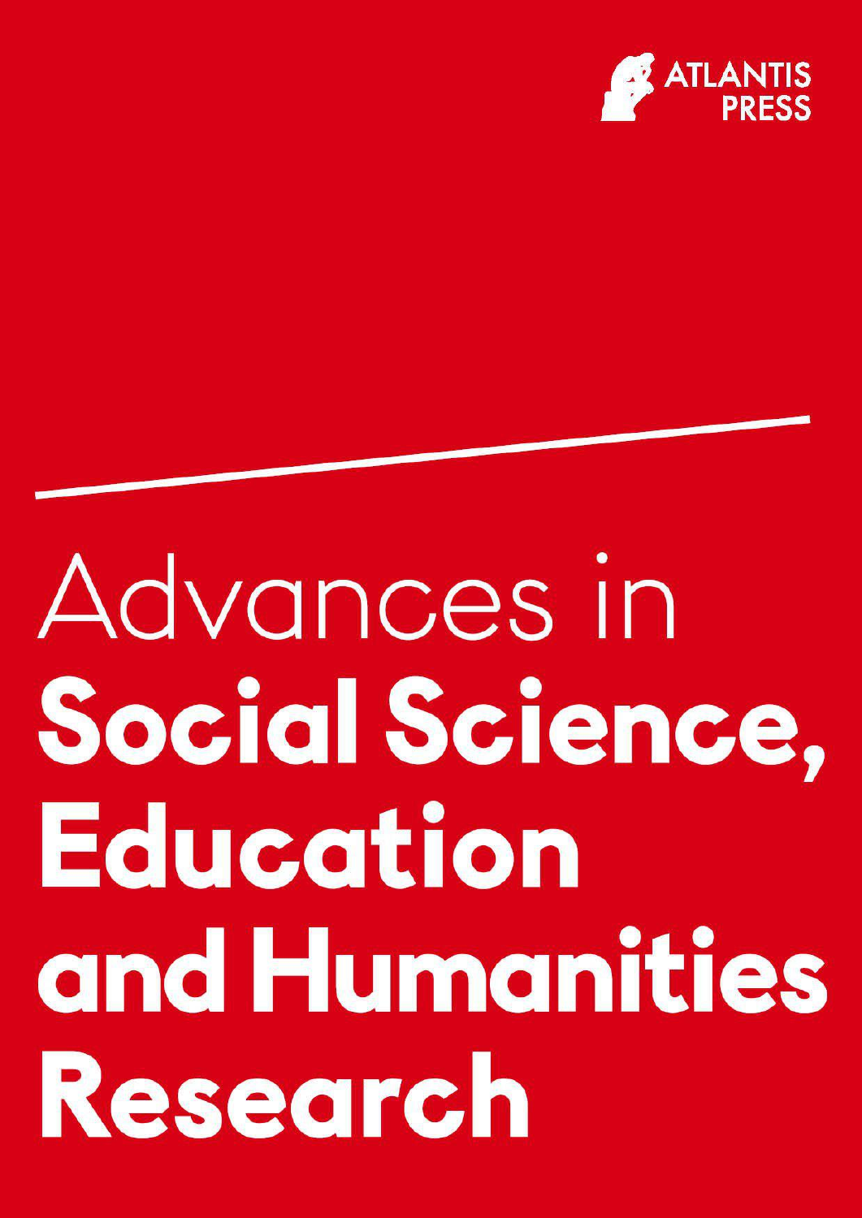ATLANTIS PRESS

# Advances in Social Science, Education and Humanities Research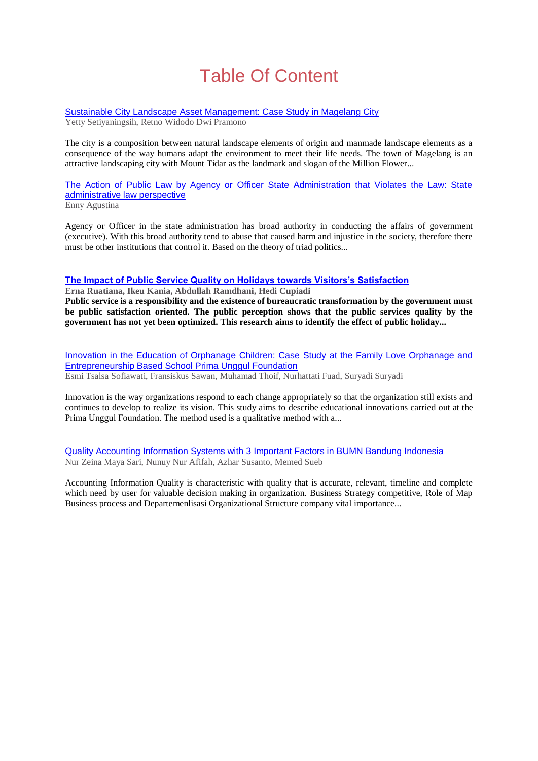# Table Of Content

[Sustainable City Landscape Asset Management: Case Study in Magelang City]

Yetty Setiyaningsih, Retno Widodo Dwi Pramono

The city is a composition between natural landscape elements of origin and manmade landscape elements as a consequence of the way humans adapt the environment to meet their life needs. The town of Magelang is an attractive landscaping city with Mount Tidar as the landmark and slogan of the Million Flower...

[The Action of Public Law by Agency or Officer State Administration that Violates the Law: State administrative law perspective]

Enny Agustina

Agency or Officer in the state administration has broad authority in conducting the affairs of government (executive). With this broad authority tend to abuse that caused harm and injustice in the society, therefore there must be other institutions that control it. Based on the theory of triad politics...

**[The Impact of Public Service Quality on Holidays towards Visitors's Satisfaction]**

**Erna Ruatiana, Ikeu Kania, Abdullah Ramdhani, Hedi Cupiadi**

**Public service is a responsibility and the existence of bureaucratic transformation by the government must be public satisfaction oriented. The public perception shows that the public services quality by the government has not yet been optimized. This research aims to identify the effect of public holiday...**

[Innovation in the Education of Orphanage Children: Case Study at the Family Love Orphanage and Entrepreneurship Based School Prima Unggul Foundation]

Esmi Tsalsa Sofiawati, Fransiskus Sawan, Muhamad Thoif, Nurhattati Fuad, Suryadi Suryadi

Innovation is the way organizations respond to each change appropriately so that the organization still exists and continues to develop to realize its vision. This study aims to describe educational innovations carried out at the Prima Unggul Foundation. The method used is a qualitative method with a...

[Quality Accounting Information Systems with 3 Important Factors in BUMN Bandung Indonesia]

Nur Zeina Maya Sari, Nunuy Nur Afifah, Azhar Susanto, Memed Sueb

Accounting Information Quality is characteristic with quality that is accurate, relevant, timeline and complete which need by user for valuable decision making in organization. Business Strategy competitive, Role of Map Business process and Departemenlisasi Organizational Structure company vital importance...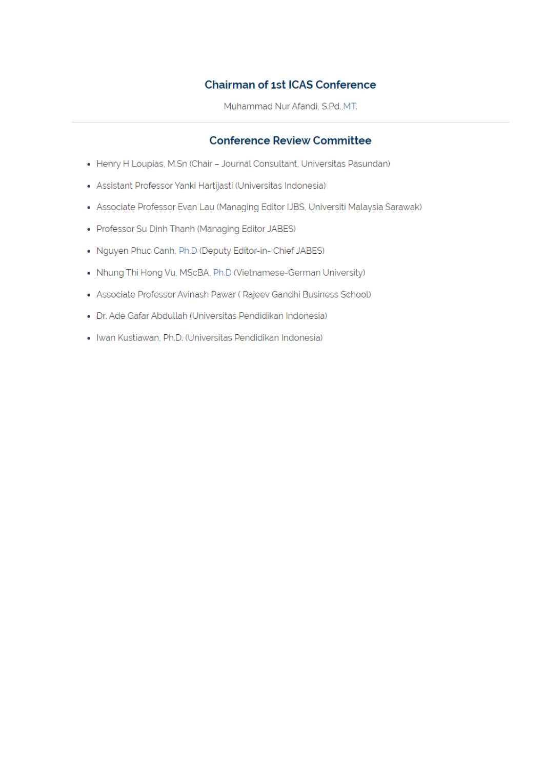## Chairman of 1st ICAS Conference

Muhammad Nur Afandi, S.Pd.,MT.

---

## Conference Review Committee

- Henry H Loupias, M.Sn (Chair – Journal Consultant, Universitas Pasundan)
- Assistant Professor Yanki Hartijasti (Universitas Indonesia)
- Associate Professor Evan Lau (Managing Editor IJBS, Universiti Malaysia Sarawak)
- Professor Su Dinh Thanh (Managing Editor JABES)
- Nguyen Phuc Canh, Ph.D (Deputy Editor-in- Chief JABES)
- Nhung Thi Hong Vu, MScBA, Ph.D (Vietnamese-German University)
- Associate Professor Avinash Pawar ( Rajeev Gandhi Business School)
- Dr. Ade Gafar Abdullah (Universitas Pendidikan Indonesia)
- Iwan Kustiawan, Ph.D. (Universitas Pendidikan Indonesia)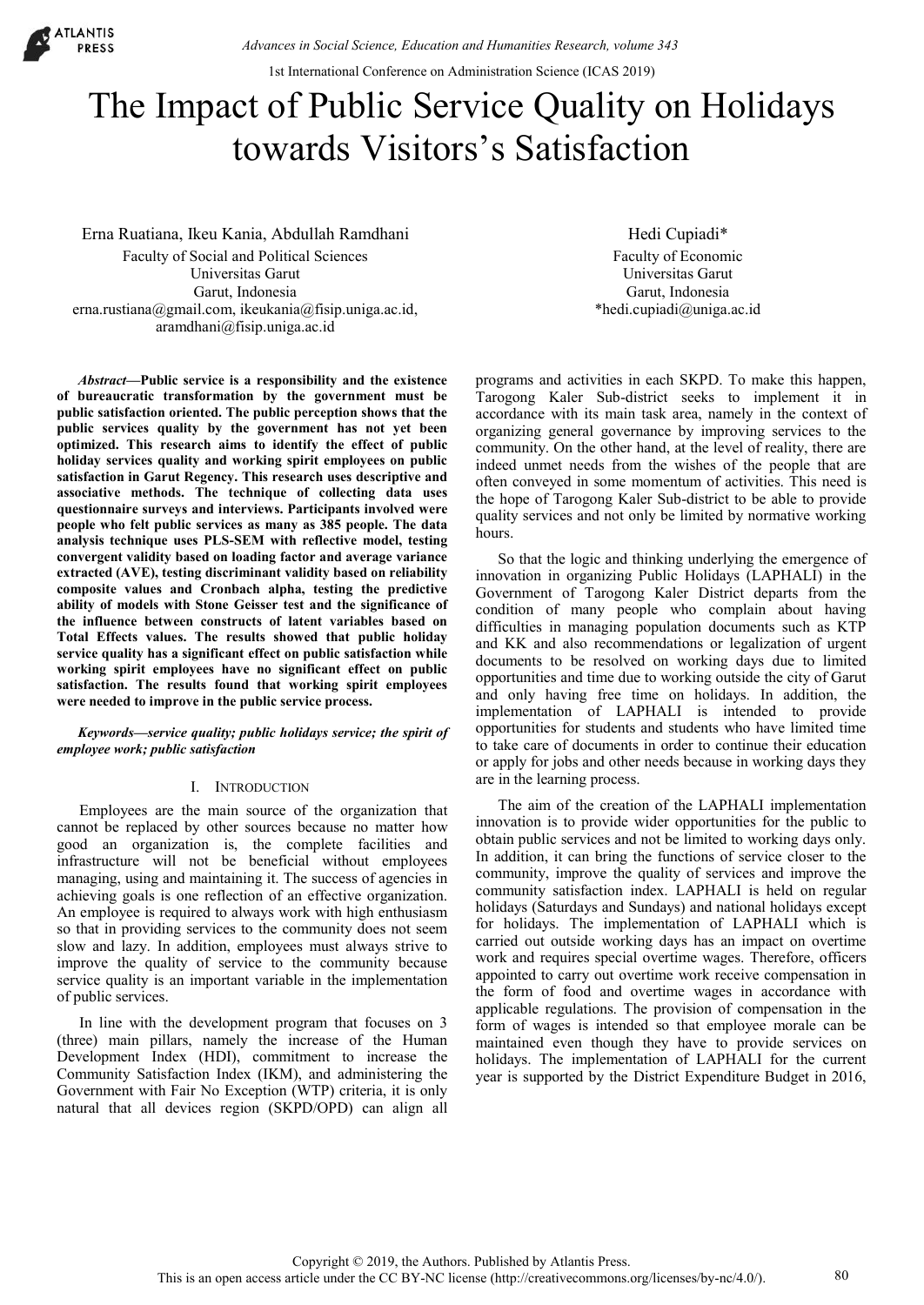# The Impact of Public Service Quality on Holidays towards Visitors's Satisfaction

Erna Ruatiana, Ikeu Kania, Abdullah Ramdhani
Faculty of Social and Political Sciences
Universitas Garut
Garut, Indonesia
erna.rustiana@gmail.com, ikeukania@fisip.uniga.ac.id, aramdhani@fisip.uniga.ac.id

Hedi Cupiadi*
Faculty of Economic
Universitas Garut
Garut, Indonesia
*hedi.cupiadi@uniga.ac.id

***Abstract*—Public service is a responsibility and the existence of bureaucratic transformation by the government must be public satisfaction oriented. The public perception shows that the public services quality by the government has not yet been optimized. This research aims to identify the effect of public holiday services quality and working spirit employees on public satisfaction in Garut Regency. This research uses descriptive and associative methods. The technique of collecting data uses questionnaire surveys and interviews. Participants involved were people who felt public services as many as 385 people. The data analysis technique uses PLS-SEM with reflective model, testing convergent validity based on loading factor and average variance extracted (AVE), testing discriminant validity based on reliability composite values and Cronbach alpha, testing the predictive ability of models with Stone Geisser test and the significance of the influence between constructs of latent variables based on Total Effects values. The results showed that public holiday service quality has a significant effect on public satisfaction while working spirit employees have no significant effect on public satisfaction. The results found that working spirit employees were needed to improve in the public service process.**

***Keywords—service quality; public holidays service; the spirit of employee work; public satisfaction***

## I. Introduction

Employees are the main source of the organization that cannot be replaced by other sources because no matter how good an organization is, the complete facilities and infrastructure will not be beneficial without employees managing, using and maintaining it. The success of agencies in achieving goals is one reflection of an effective organization. An employee is required to always work with high enthusiasm so that in providing services to the community does not seem slow and lazy. In addition, employees must always strive to improve the quality of service to the community because service quality is an important variable in the implementation of public services.

In line with the development program that focuses on 3 (three) main pillars, namely the increase of the Human Development Index (HDI), commitment to increase the Community Satisfaction Index (IKM), and administering the Government with Fair No Exception (WTP) criteria, it is only natural that all devices region (SKPD/OPD) can align all programs and activities in each SKPD. To make this happen, Tarogong Kaler Sub-district seeks to implement it in accordance with its main task area, namely in the context of organizing general governance by improving services to the community. On the other hand, at the level of reality, there are indeed unmet needs from the wishes of the people that are often conveyed in some momentum of activities. This need is the hope of Tarogong Kaler Sub-district to be able to provide quality services and not only be limited by normative working hours.

So that the logic and thinking underlying the emergence of innovation in organizing Public Holidays (LAPHALI) in the Government of Tarogong Kaler District departs from the condition of many people who complain about having difficulties in managing population documents such as KTP and KK and also recommendations or legalization of urgent documents to be resolved on working days due to limited opportunities and time due to working outside the city of Garut and only having free time on holidays. In addition, the implementation of LAPHALI is intended to provide opportunities for students and students who have limited time to take care of documents in order to continue their education or apply for jobs and other needs because in working days they are in the learning process.

The aim of the creation of the LAPHALI implementation innovation is to provide wider opportunities for the public to obtain public services and not be limited to working days only. In addition, it can bring the functions of service closer to the community, improve the quality of services and improve the community satisfaction index. LAPHALI is held on regular holidays (Saturdays and Sundays) and national holidays except for holidays. The implementation of LAPHALI which is carried out outside working days has an impact on overtime work and requires special overtime wages. Therefore, officers appointed to carry out overtime work receive compensation in the form of food and overtime wages in accordance with applicable regulations. The provision of compensation in the form of wages is intended so that employee morale can be maintained even though they have to provide services on holidays. The implementation of LAPHALI for the current year is supported by the District Expenditure Budget in 2016,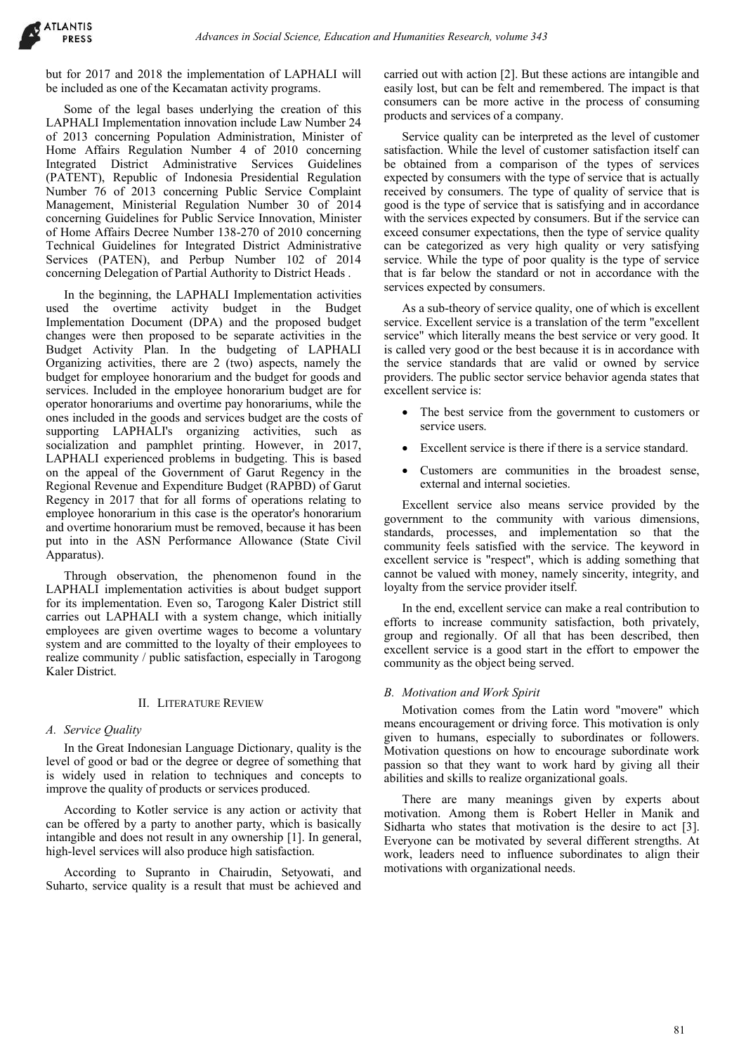but for 2017 and 2018 the implementation of LAPHALI will be included as one of the Kecamatan activity programs.

Some of the legal bases underlying the creation of this LAPHALI Implementation innovation include Law Number 24 of 2013 concerning Population Administration, Minister of Home Affairs Regulation Number 4 of 2010 concerning Integrated District Administrative Services Guidelines (PATENT), Republic of Indonesia Presidential Regulation Number 76 of 2013 concerning Public Service Complaint Management, Ministerial Regulation Number 30 of 2014 concerning Guidelines for Public Service Innovation, Minister of Home Affairs Decree Number 138-270 of 2010 concerning Technical Guidelines for Integrated District Administrative Services (PATEN), and Perbup Number 102 of 2014 concerning Delegation of Partial Authority to District Heads .

In the beginning, the LAPHALI Implementation activities used the overtime activity budget in the Budget Implementation Document (DPA) and the proposed budget changes were then proposed to be separate activities in the Budget Activity Plan. In the budgeting of LAPHALI Organizing activities, there are 2 (two) aspects, namely the budget for employee honorarium and the budget for goods and services. Included in the employee honorarium budget are for operator honorariums and overtime pay honorariums, while the ones included in the goods and services budget are the costs of supporting LAPHALI's organizing activities, such as socialization and pamphlet printing. However, in 2017, LAPHALI experienced problems in budgeting. This is based on the appeal of the Government of Garut Regency in the Regional Revenue and Expenditure Budget (RAPBD) of Garut Regency in 2017 that for all forms of operations relating to employee honorarium in this case is the operator's honorarium and overtime honorarium must be removed, because it has been put into in the ASN Performance Allowance (State Civil Apparatus).

Through observation, the phenomenon found in the LAPHALI implementation activities is about budget support for its implementation. Even so, Tarogong Kaler District still carries out LAPHALI with a system change, which initially employees are given overtime wages to become a voluntary system and are committed to the loyalty of their employees to realize community / public satisfaction, especially in Tarogong Kaler District.

## II. Literature Review

### A. Service Quality

In the Great Indonesian Language Dictionary, quality is the level of good or bad or the degree or degree of something that is widely used in relation to techniques and concepts to improve the quality of products or services produced.

According to Kotler service is any action or activity that can be offered by a party to another party, which is basically intangible and does not result in any ownership [1]. In general, high-level services will also produce high satisfaction.

According to Supranto in Chairudin, Setyowati, and Suharto, service quality is a result that must be achieved and carried out with action [2]. But these actions are intangible and easily lost, but can be felt and remembered. The impact is that consumers can be more active in the process of consuming products and services of a company.

Service quality can be interpreted as the level of customer satisfaction. While the level of customer satisfaction itself can be obtained from a comparison of the types of services expected by consumers with the type of service that is actually received by consumers. The type of quality of service that is good is the type of service that is satisfying and in accordance with the services expected by consumers. But if the service can exceed consumer expectations, then the type of service quality can be categorized as very high quality or very satisfying service. While the type of poor quality is the type of service that is far below the standard or not in accordance with the services expected by consumers.

As a sub-theory of service quality, one of which is excellent service. Excellent service is a translation of the term "excellent service" which literally means the best service or very good. It is called very good or the best because it is in accordance with the service standards that are valid or owned by service providers. The public sector service behavior agenda states that excellent service is:

- The best service from the government to customers or service users.
- Excellent service is there if there is a service standard.
- Customers are communities in the broadest sense, external and internal societies.

Excellent service also means service provided by the government to the community with various dimensions, standards, processes, and implementation so that the community feels satisfied with the service. The keyword in excellent service is "respect", which is adding something that cannot be valued with money, namely sincerity, integrity, and loyalty from the service provider itself.

In the end, excellent service can make a real contribution to efforts to increase community satisfaction, both privately, group and regionally. Of all that has been described, then excellent service is a good start in the effort to empower the community as the object being served.

### B. Motivation and Work Spirit

Motivation comes from the Latin word "movere" which means encouragement or driving force. This motivation is only given to humans, especially to subordinates or followers. Motivation questions on how to encourage subordinate work passion so that they want to work hard by giving all their abilities and skills to realize organizational goals.

There are many meanings given by experts about motivation. Among them is Robert Heller in Manik and Sidharta who states that motivation is the desire to act [3]. Everyone can be motivated by several different strengths. At work, leaders need to influence subordinates to align their motivations with organizational needs.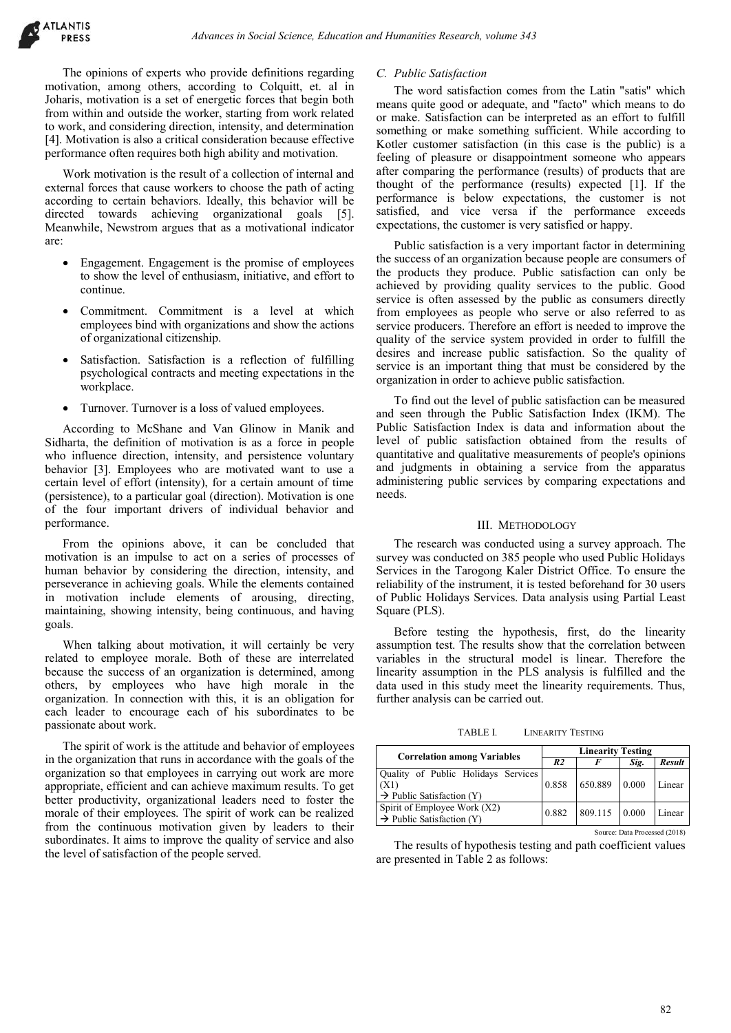The opinions of experts who provide definitions regarding motivation, among others, according to Colquitt, et. al in Joharis, motivation is a set of energetic forces that begin both from within and outside the worker, starting from work related to work, and considering direction, intensity, and determination [4]. Motivation is also a critical consideration because effective performance often requires both high ability and motivation.

Work motivation is the result of a collection of internal and external forces that cause workers to choose the path of acting according to certain behaviors. Ideally, this behavior will be directed towards achieving organizational goals [5]. Meanwhile, Newstrom argues that as a motivational indicator are:

- Engagement. Engagement is the promise of employees to show the level of enthusiasm, initiative, and effort to continue.
- Commitment. Commitment is a level at which employees bind with organizations and show the actions of organizational citizenship.
- Satisfaction. Satisfaction is a reflection of fulfilling psychological contracts and meeting expectations in the workplace.
- Turnover. Turnover is a loss of valued employees.

According to McShane and Van Glinow in Manik and Sidharta, the definition of motivation is as a force in people who influence direction, intensity, and persistence voluntary behavior [3]. Employees who are motivated want to use a certain level of effort (intensity), for a certain amount of time (persistence), to a particular goal (direction). Motivation is one of the four important drivers of individual behavior and performance.

From the opinions above, it can be concluded that motivation is an impulse to act on a series of processes of human behavior by considering the direction, intensity, and perseverance in achieving goals. While the elements contained in motivation include elements of arousing, directing, maintaining, showing intensity, being continuous, and having goals.

When talking about motivation, it will certainly be very related to employee morale. Both of these are interrelated because the success of an organization is determined, among others, by employees who have high morale in the organization. In connection with this, it is an obligation for each leader to encourage each of his subordinates to be passionate about work.

The spirit of work is the attitude and behavior of employees in the organization that runs in accordance with the goals of the organization so that employees in carrying out work are more appropriate, efficient and can achieve maximum results. To get better productivity, organizational leaders need to foster the morale of their employees. The spirit of work can be realized from the continuous motivation given by leaders to their subordinates. It aims to improve the quality of service and also the level of satisfaction of the people served.

### C. Public Satisfaction

The word satisfaction comes from the Latin "satis" which means quite good or adequate, and "facto" which means to do or make. Satisfaction can be interpreted as an effort to fulfill something or make something sufficient. While according to Kotler customer satisfaction (in this case is the public) is a feeling of pleasure or disappointment someone who appears after comparing the performance (results) of products that are thought of the performance (results) expected [1]. If the performance is below expectations, the customer is not satisfied, and vice versa if the performance exceeds expectations, the customer is very satisfied or happy.

Public satisfaction is a very important factor in determining the success of an organization because people are consumers of the products they produce. Public satisfaction can only be achieved by providing quality services to the public. Good service is often assessed by the public as consumers directly from employees as people who serve or also referred to as service producers. Therefore an effort is needed to improve the quality of the service system provided in order to fulfill the desires and increase public satisfaction. So the quality of service is an important thing that must be considered by the organization in order to achieve public satisfaction.

To find out the level of public satisfaction can be measured and seen through the Public Satisfaction Index (IKM). The Public Satisfaction Index is data and information about the level of public satisfaction obtained from the results of quantitative and qualitative measurements of people's opinions and judgments in obtaining a service from the apparatus administering public services by comparing expectations and needs.

## III. Methodology

The research was conducted using a survey approach. The survey was conducted on 385 people who used Public Holidays Services in the Tarogong Kaler District Office. To ensure the reliability of the instrument, it is tested beforehand for 30 users of Public Holidays Services. Data analysis using Partial Least Square (PLS).

Before testing the hypothesis, first, do the linearity assumption test. The results show that the correlation between variables in the structural model is linear. Therefore the linearity assumption in the PLS analysis is fulfilled and the data used in this study meet the linearity requirements. Thus, further analysis can be carried out.

TABLE I. Linearity Testing

| Correlation among Variables | Linearity Testing | | | |
|---|---|---|---|---|
| | *R2* | *F* | *Sig.* | *Result* |
| Quality of Public Holidays Services (X1) → Public Satisfaction (Y) | 0.858 | 650.889 | 0.000 | Linear |
| Spirit of Employee Work (X2) → Public Satisfaction (Y) | 0.882 | 809.115 | 0.000 | Linear |

Source: Data Processed (2018)

The results of hypothesis testing and path coefficient values are presented in Table 2 as follows: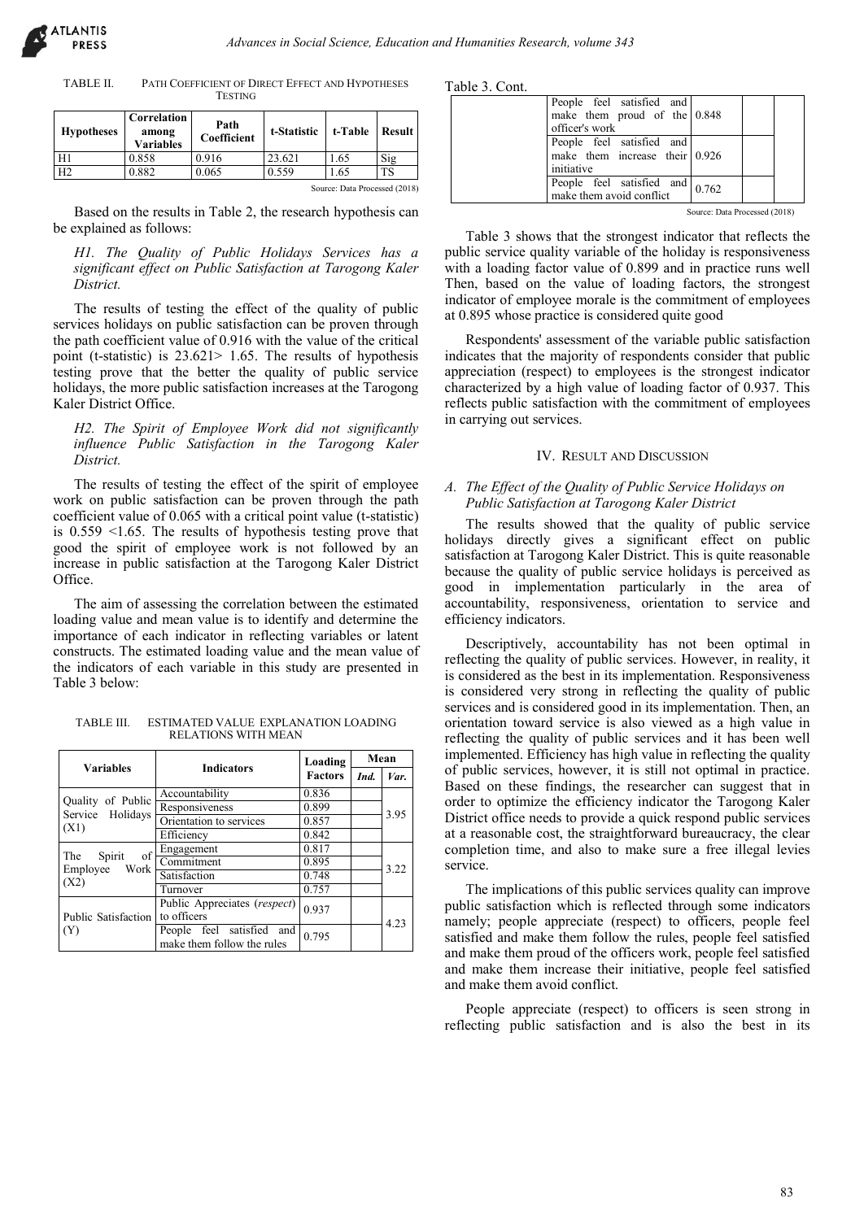TABLE II. PATH COEFFICIENT OF DIRECT EFFECT AND HYPOTHESES TESTING

| Hypotheses | Correlation among Variables | Path Coefficient | t-Statistic | t-Table | Result |
|---|---|---|---|---|---|
| H1 | 0.858 | 0.916 | 23.621 | 1.65 | Sig |
| H2 | 0.882 | 0.065 | 0.559 | 1.65 | TS |

Source: Data Processed (2018)

Based on the results in Table 2, the research hypothesis can be explained as follows:

*H1. The Quality of Public Holidays Services has a significant effect on Public Satisfaction at Tarogong Kaler District.*

The results of testing the effect of the quality of public services holidays on public satisfaction can be proven through the path coefficient value of 0.916 with the value of the critical point (t-statistic) is 23.621> 1.65. The results of hypothesis testing prove that the better the quality of public service holidays, the more public satisfaction increases at the Tarogong Kaler District Office.

*H2. The Spirit of Employee Work did not significantly influence Public Satisfaction in the Tarogong Kaler District.*

The results of testing the effect of the spirit of employee work on public satisfaction can be proven through the path coefficient value of 0.065 with a critical point value (t-statistic) is 0.559 <1.65. The results of hypothesis testing prove that good the spirit of employee work is not followed by an increase in public satisfaction at the Tarogong Kaler District Office.

The aim of assessing the correlation between the estimated loading value and mean value is to identify and determine the importance of each indicator in reflecting variables or latent constructs. The estimated loading value and the mean value of the indicators of each variable in this study are presented in Table 3 below:

TABLE III. ESTIMATED VALUE EXPLANATION LOADING RELATIONS WITH MEAN

| Variables | Indicators | Loading Factors | Mean | |
|---|---|---|---|---|
| | | | *Ind.* | *Var.* |
| Quality of Public Service Holidays (X1) | Accountability | 0.836 | | 3.95 |
| | Responsiveness | 0.899 | | |
| | Orientation to services | 0.857 | | |
| | Efficiency | 0.842 | | |
| The Spirit of Employee Work (X2) | Engagement | 0.817 | | 3.22 |
| | Commitment | 0.895 | | |
| | Satisfaction | 0.748 | | |
| | Turnover | 0.757 | | |
| Public Satisfaction (Y) | Public Appreciates (*respect*) to officers | 0.937 | | 4.23 |
| | People feel satisfied and make them follow the rules | 0.795 | | |
| | People feel satisfied and make them proud of the officer's work | 0.848 | | |
| | People feel satisfied and make them increase their initiative | 0.926 | | |
| | People feel satisfied and make them avoid conflict | 0.762 | | |

Source: Data Processed (2018)

Table 3 shows that the strongest indicator that reflects the public service quality variable of the holiday is responsiveness with a loading factor value of 0.899 and in practice runs well Then, based on the value of loading factors, the strongest indicator of employee morale is the commitment of employees at 0.895 whose practice is considered quite good

Respondents' assessment of the variable public satisfaction indicates that the majority of respondents consider that public appreciation (respect) to employees is the strongest indicator characterized by a high value of loading factor of 0.937. This reflects public satisfaction with the commitment of employees in carrying out services.

## IV. RESULT AND DISCUSSION

### A. The Effect of the Quality of Public Service Holidays on Public Satisfaction at Tarogong Kaler District

The results showed that the quality of public service holidays directly gives a significant effect on public satisfaction at Tarogong Kaler District. This is quite reasonable because the quality of public service holidays is perceived as good in implementation particularly in the area of accountability, responsiveness, orientation to service and efficiency indicators.

Descriptively, accountability has not been optimal in reflecting the quality of public services. However, in reality, it is considered as the best in its implementation. Responsiveness is considered very strong in reflecting the quality of public services and is considered good in its implementation. Then, an orientation toward service is also viewed as a high value in reflecting the quality of public services and it has been well implemented. Efficiency has high value in reflecting the quality of public services, however, it is still not optimal in practice. Based on these findings, the researcher can suggest that in order to optimize the efficiency indicator the Tarogong Kaler District office needs to provide a quick respond public services at a reasonable cost, the straightforward bureaucracy, the clear completion time, and also to make sure a free illegal levies service.

The implications of this public services quality can improve public satisfaction which is reflected through some indicators namely; people appreciate (respect) to officers, people feel satisfied and make them follow the rules, people feel satisfied and make them proud of the officers work, people feel satisfied and make them increase their initiative, people feel satisfied and make them avoid conflict.

People appreciate (respect) to officers is seen strong in reflecting public satisfaction and is also the best in its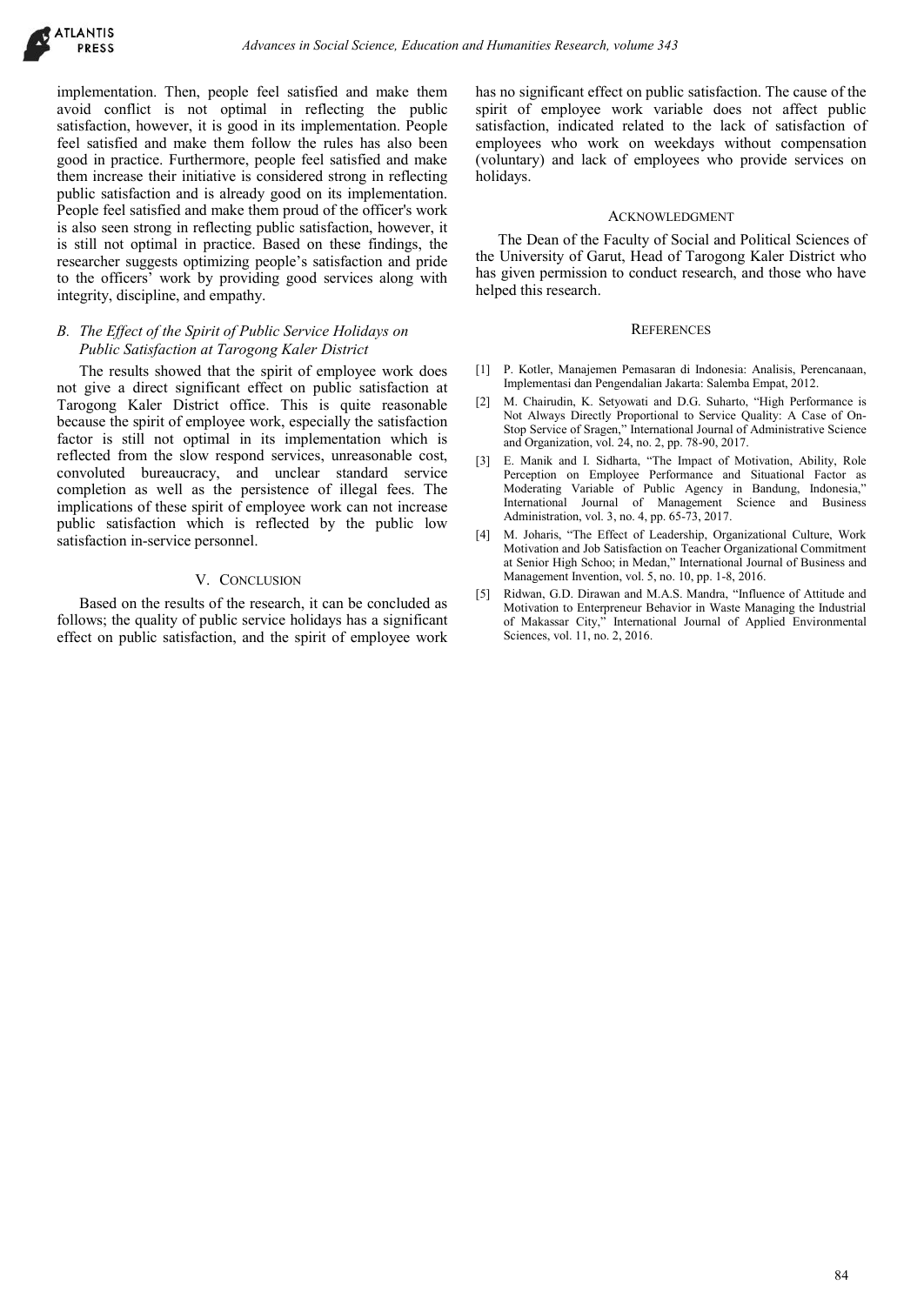implementation. Then, people feel satisfied and make them avoid conflict is not optimal in reflecting the public satisfaction, however, it is good in its implementation. People feel satisfied and make them follow the rules has also been good in practice. Furthermore, people feel satisfied and make them increase their initiative is considered strong in reflecting public satisfaction and is already good on its implementation. People feel satisfied and make them proud of the officer's work is also seen strong in reflecting public satisfaction, however, it is still not optimal in practice. Based on these findings, the researcher suggests optimizing people's satisfaction and pride to the officers' work by providing good services along with integrity, discipline, and empathy.

### *B. The Effect of the Spirit of Public Service Holidays on Public Satisfaction at Tarogong Kaler District*

The results showed that the spirit of employee work does not give a direct significant effect on public satisfaction at Tarogong Kaler District office. This is quite reasonable because the spirit of employee work, especially the satisfaction factor is still not optimal in its implementation which is reflected from the slow respond services, unreasonable cost, convoluted bureaucracy, and unclear standard service completion as well as the persistence of illegal fees. The implications of these spirit of employee work can not increase public satisfaction which is reflected by the public low satisfaction in-service personnel.

## V. CONCLUSION

Based on the results of the research, it can be concluded as follows; the quality of public service holidays has a significant effect on public satisfaction, and the spirit of employee work has no significant effect on public satisfaction. The cause of the spirit of employee work variable does not affect public satisfaction, indicated related to the lack of satisfaction of employees who work on weekdays without compensation (voluntary) and lack of employees who provide services on holidays.

## ACKNOWLEDGMENT

The Dean of the Faculty of Social and Political Sciences of the University of Garut, Head of Tarogong Kaler District who has given permission to conduct research, and those who have helped this research.

## REFERENCES

[1] P. Kotler, Manajemen Pemasaran di Indonesia: Analisis, Perencanaan, Implementasi dan Pengendalian Jakarta: Salemba Empat, 2012.

[2] M. Chairudin, K. Setyowati and D.G. Suharto, "High Performance is Not Always Directly Proportional to Service Quality: A Case of On-Stop Service of Sragen," International Journal of Administrative Science and Organization, vol. 24, no. 2, pp. 78-90, 2017.

[3] E. Manik and I. Sidharta, "The Impact of Motivation, Ability, Role Perception on Employee Performance and Situational Factor as Moderating Variable of Public Agency in Bandung, Indonesia," International Journal of Management Science and Business Administration, vol. 3, no. 4, pp. 65-73, 2017.

[4] M. Joharis, "The Effect of Leadership, Organizational Culture, Work Motivation and Job Satisfaction on Teacher Organizational Commitment at Senior High Schoo; in Medan," International Journal of Business and Management Invention, vol. 5, no. 10, pp. 1-8, 2016.

[5] Ridwan, G.D. Dirawan and M.A.S. Mandra, "Influence of Attitude and Motivation to Enterpreneur Behavior in Waste Managing the Industrial of Makassar City," International Journal of Applied Environmental Sciences, vol. 11, no. 2, 2016.